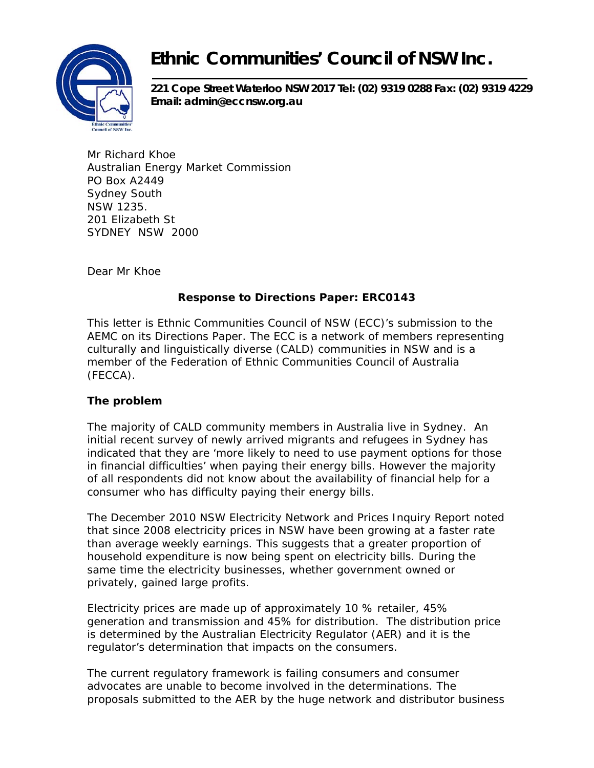# Ethnic Communities' Council of NSW Inc.

**221 Cope Street Waterloo NSW 2017 Tel: (02) 9319 0288 Fax: (02) 9319 4229**
**Email: admin@eccnsw.org.au**

Mr Richard Khoe
Australian Energy Market Commission
PO Box A2449
Sydney South
NSW 1235.
201 Elizabeth St
SYDNEY NSW 2000

Dear Mr Khoe

**Response to Directions Paper: ERC0143**

This letter is Ethnic Communities Council of NSW (ECC)'s submission to the AEMC on its Directions Paper. The ECC is a network of members representing culturally and linguistically diverse (CALD) communities in NSW and is a member of the Federation of Ethnic Communities Council of Australia (FECCA).

**The problem**

The majority of CALD community members in Australia live in Sydney. An initial recent survey of newly arrived migrants and refugees in Sydney has indicated that they are 'more likely to need to use payment options for those in financial difficulties' when paying their energy bills. However the majority of all respondents did not know about the availability of financial help for a consumer who has difficulty paying their energy bills.

The December 2010 NSW Electricity Network and Prices Inquiry Report noted that since 2008 electricity prices in NSW have been growing at a faster rate than average weekly earnings. This suggests that a greater proportion of household expenditure is now being spent on electricity bills. During the same time the electricity businesses, whether government owned or privately, gained large profits.

Electricity prices are made up of approximately 10 % retailer, 45% generation and transmission and 45% for distribution. The distribution price is determined by the Australian Electricity Regulator (AER) and it is the regulator's determination that impacts on the consumers.

The current regulatory framework is failing consumers and consumer advocates are unable to become involved in the determinations. The proposals submitted to the AER by the huge network and distributor business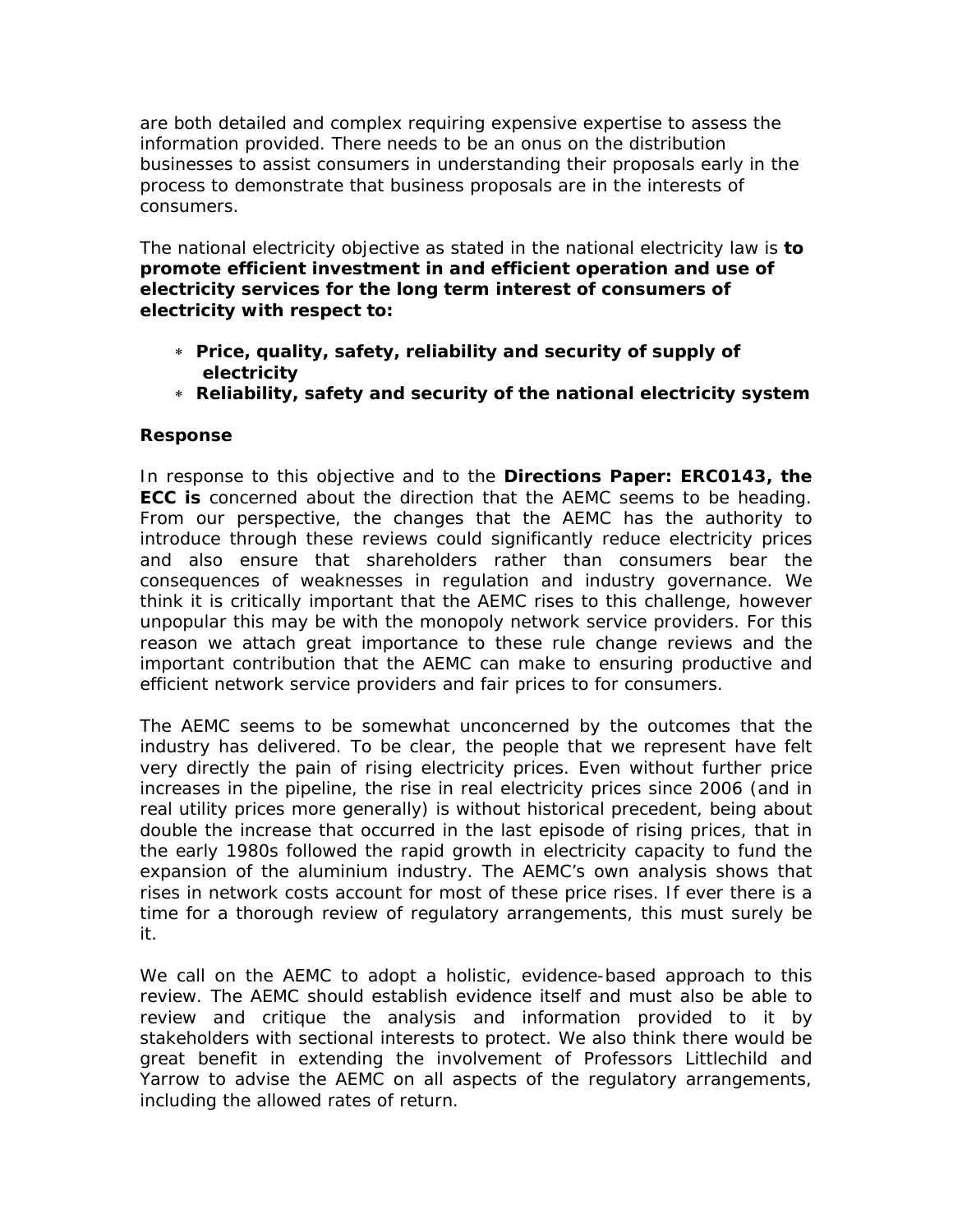are both detailed and complex requiring expensive expertise to assess the information provided. There needs to be an onus on the distribution businesses to assist consumers in understanding their proposals early in the process to demonstrate that business proposals are in the interests of consumers.

The national electricity objective as stated in the national electricity law is **to promote efficient investment in and efficient operation and use of electricity services for the long term interest of consumers of electricity with respect to:**

- **Price, quality, safety, reliability and security of supply of electricity**
- **Reliability, safety and security of the national electricity system**

**Response**

In response to this objective and to the **Directions Paper: ERC0143, the ECC is** concerned about the direction that the AEMC seems to be heading. From our perspective, the changes that the AEMC has the authority to introduce through these reviews could significantly reduce electricity prices and also ensure that shareholders rather than consumers bear the consequences of weaknesses in regulation and industry governance. We think it is critically important that the AEMC rises to this challenge, however unpopular this may be with the monopoly network service providers. For this reason we attach great importance to these rule change reviews and the important contribution that the AEMC can make to ensuring productive and efficient network service providers and fair prices to for consumers.

The AEMC seems to be somewhat unconcerned by the outcomes that the industry has delivered. To be clear, the people that we represent have felt very directly the pain of rising electricity prices. Even without further price increases in the pipeline, the rise in real electricity prices since 2006 (and in real utility prices more generally) is without historical precedent, being about double the increase that occurred in the last episode of rising prices, that in the early 1980s followed the rapid growth in electricity capacity to fund the expansion of the aluminium industry. The AEMC's own analysis shows that rises in network costs account for most of these price rises. If ever there is a time for a thorough review of regulatory arrangements, this must surely be it.

We call on the AEMC to adopt a holistic, evidence-based approach to this review. The AEMC should establish evidence itself and must also be able to review and critique the analysis and information provided to it by stakeholders with sectional interests to protect. We also think there would be great benefit in extending the involvement of Professors Littlechild and Yarrow to advise the AEMC on all aspects of the regulatory arrangements, including the allowed rates of return.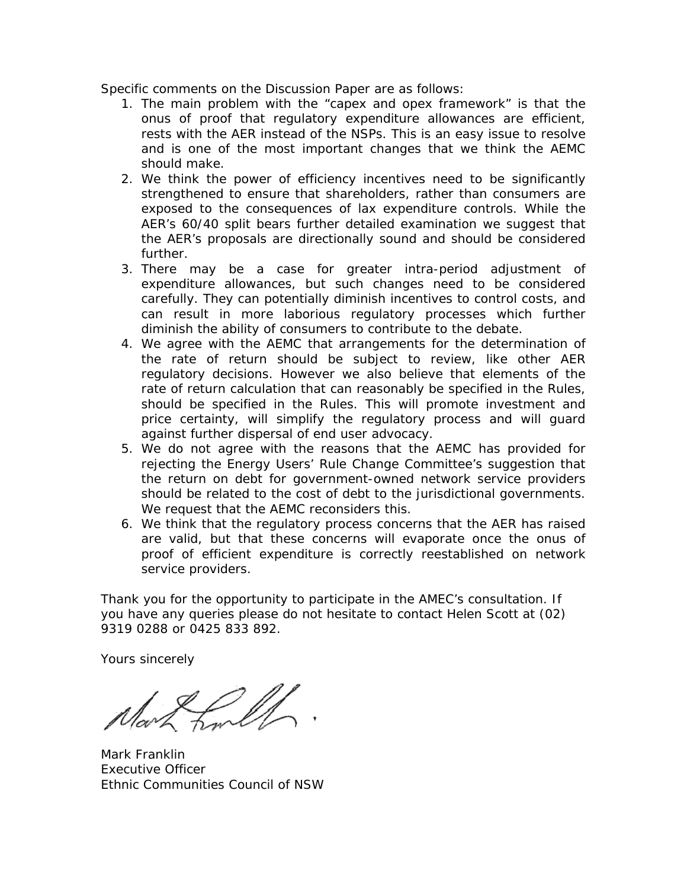Specific comments on the Discussion Paper are as follows:

1. The main problem with the "capex and opex framework" is that the onus of proof that regulatory expenditure allowances are efficient, rests with the AER instead of the NSPs. This is an easy issue to resolve and is one of the most important changes that we think the AEMC should make.
2. We think the power of efficiency incentives need to be significantly strengthened to ensure that shareholders, rather than consumers are exposed to the consequences of lax expenditure controls. While the AER's 60/40 split bears further detailed examination we suggest that the AER's proposals are directionally sound and should be considered further.
3. There may be a case for greater intra-period adjustment of expenditure allowances, but such changes need to be considered carefully. They can potentially diminish incentives to control costs, and can result in more laborious regulatory processes which further diminish the ability of consumers to contribute to the debate.
4. We agree with the AEMC that arrangements for the determination of the rate of return should be subject to review, like other AER regulatory decisions. However we also believe that elements of the rate of return calculation that can reasonably be specified in the Rules, should be specified in the Rules. This will promote investment and price certainty, will simplify the regulatory process and will guard against further dispersal of end user advocacy.
5. We do not agree with the reasons that the AEMC has provided for rejecting the Energy Users' Rule Change Committee's suggestion that the return on debt for government-owned network service providers should be related to the cost of debt to the jurisdictional governments. We request that the AEMC reconsiders this.
6. We think that the regulatory process concerns that the AER has raised are valid, but that these concerns will evaporate once the onus of proof of efficient expenditure is correctly reestablished on network service providers.

Thank you for the opportunity to participate in the AMEC's consultation. If you have any queries please do not hesitate to contact Helen Scott at (02) 9319 0288 or 0425 833 892.

Yours sincerely

Mark Franklin
Executive Officer
Ethnic Communities Council of NSW